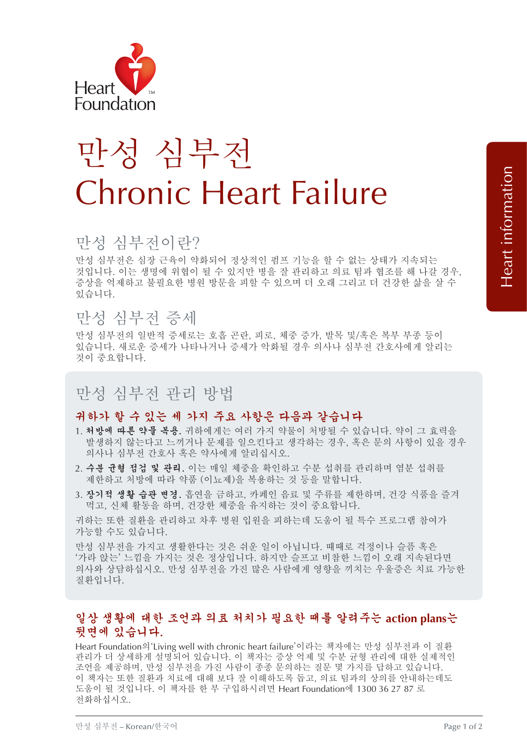Heart Foundation

# 만성 심부전
# Chronic Heart Failure

Heart information

## 만성 심부전이란?

만성 심부전은 심장 근육이 약화되어 정상적인 펌프 기능을 할 수 없는 상태가 지속되는 것입니다. 이는 생명에 위협이 될 수 있지만 병을 잘 관리하고 의료 팀과 협조를 해 나갈 경우, 증상을 억제하고 불필요한 병원 방문을 피할 수 있으며 더 오래 그리고 더 건강한 삶을 살 수 있습니다.

## 만성 심부전 증세

만성 심부전의 일반적 증세로는 호흡 곤란, 피로, 체중 증가, 발목 및/혹은 복부 부종 등이 있습니다. 새로운 증세가 나타나거나 증세가 악화될 경우 의사나 심부전 간호사에게 알리는 것이 중요합니다.

## 만성 심부전 관리 방법

### 귀하가 할 수 있는 세 가지 주요 사항은 다음과 같습니다

1. **처방에 따른 약물 복용.** 귀하에게는 여러 가지 약물이 처방될 수 있습니다. 약이 그 효력을 발생하지 않는다고 느끼거나 문제를 일으킨다고 생각하는 경우, 혹은 문의 사항이 있을 경우 의사나 심부전 간호사 혹은 약사에게 알리십시오.
2. **수분 균형 점검 및 관리.** 이는 매일 체중을 확인하고 수분 섭취를 관리하며 염분 섭취를 제한하고 처방에 따라 약품 (이뇨제)을 복용하는 것 등을 말합니다.
3. **장기적 생활 습관 변경.** 흡연을 금하고, 카페인 음료 및 주류를 제한하며, 건강 식품을 즐겨 먹고, 신체 활동을 하며, 건강한 체중을 유지하는 것이 중요합니다.

귀하는 또한 질환을 관리하고 차후 병원 입원을 피하는데 도움이 될 특수 프로그램 참여가 가능할 수도 있습니다.

만성 심부전을 가지고 생활한다는 것은 쉬운 일이 아닙니다. 때때로 걱정이나 슬픔 혹은 '가라 앉는' 느낌을 가지는 것은 정상입니다. 하지만 슬프고 비참한 느낌이 오래 지속된다면 의사와 상담하십시오. 만성 심부전을 가진 많은 사람에게 영향을 끼치는 우울증은 치료 가능한 질환입니다.

### 일상 생활에 대한 조언과 의료 처치가 필요한 때를 알려주는 action plans는 뒷면에 있습니다.

Heart Foundation의 'Living well with chronic heart failure'이라는 책자에는 만성 심부전과 이 질환 관리가 더 상세하게 설명되어 있습니다. 이 책자는 증상 억제 및 수분 균형 관리에 대한 실제적인 조언을 제공하며, 만성 심부전을 가진 사람이 종종 문의하는 질문 몇 가지를 답하고 있습니다. 이 책자는 또한 질환과 치료에 대해 보다 잘 이해하도록 돕고, 의료 팀과의 상의를 안내하는데도 도움이 될 것입니다. 이 책자를 한 부 구입하시려면 Heart Foundation에 1300 36 27 87 로 전화하십시오.

만성 심부전 – Korean/한국어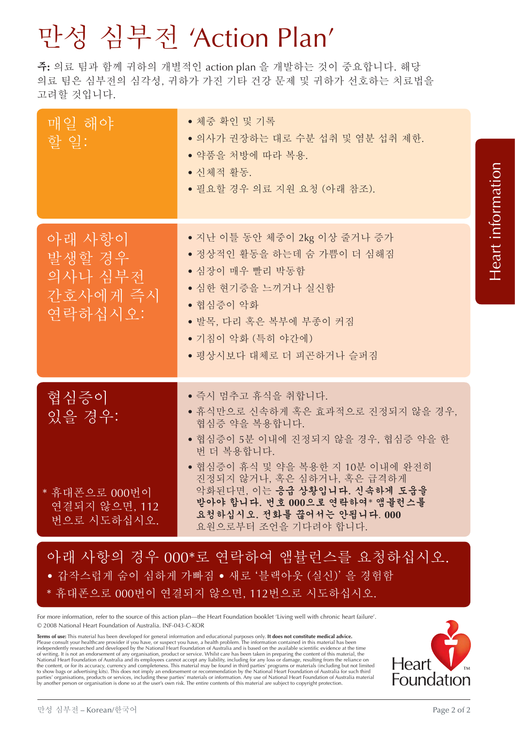# 만성 심부전 'Action Plan'

**주:** 의료 팀과 함께 귀하의 개별적인 action plan 을 개발하는 것이 중요합니다. 해당 의료 팀은 심부전의 심각성, 귀하가 가진 기타 건강 문제 및 귀하가 선호하는 치료법을 고려할 것입니다.

## 매일 해야 할 일:

- 체중 확인 및 기록
- 의사가 권장하는 대로 수분 섭취 및 염분 섭취 제한.
- 약품을 처방에 따라 복용.
- 신체적 활동.
- 필요할 경우 의료 지원 요청 (아래 참조).

## 아래 사항이 발생할 경우 의사나 심부전 간호사에게 즉시 연락하십시오:

- 지난 이틀 동안 체중이 2kg 이상 줄거나 증가
- 정상적인 활동을 하는데 숨 가쁨이 더 심해짐
- 심장이 매우 빨리 박동함
- 심한 현기증을 느끼거나 실신함
- 협심증이 악화
- 발목, 다리 혹은 복부에 부종이 커짐
- 기침이 악화 (특히 야간에)
- 평상시보다 대체로 더 피곤하거나 슬퍼짐

## 협심증이 있을 경우:

- 즉시 멈추고 휴식을 취합니다.
- 휴식만으로 신속하게 혹은 효과적으로 진정되지 않을 경우, 협심증 약을 복용합니다.
- 협심증이 5분 이내에 진정되지 않을 경우, 협심증 약을 한 번 더 복용합니다.
- 협심증이 휴식 및 약을 복용한 지 10분 이내에 완전히 진정되지 않거나, 혹은 심하거나, 혹은 급격하게 악화된다면, 이는 **응급 상황입니다. 신속하게 도움을 받아야 합니다. 번호 000으로 연락하여* 앰블런스를 요청하십시오. 전화를 끊어서는 안됩니다. 000** 요원으로부터 조언을 기다려야 합니다.

\* 휴대폰으로 000번이 연결되지 않으면, 112 번으로 시도하십시오.

## 아래 사항의 경우 000*로 연락하여 앰뷸런스를 요청하십시오.

- 갑작스럽게 숨이 심하게 가빠짐
- 새로 '블랙아웃 (실신)' 을 경험함

\* 휴대폰으로 000번이 연결되지 않으면, 112번으로 시도하십시오.

For more information, refer to the source of this action plan—the Heart Foundation booklet 'Living well with chronic heart failure'.
© 2008 National Heart Foundation of Australia. INF-043-C-KOR

**Terms of use:** This material has been developed for general information and educational purposes only. **It does not constitute medical advice.** Please consult your healthcare provider if you have, or suspect you have, a health problem. The information contained in this material has been independently researched and developed by the National Heart Foundation of Australia and is based on the available scientific evidence at the time of writing. It is not an endorsement of any organisation, product or service. Whilst care has been taken in preparing the content of this material, the National Heart Foundation of Australia and its employees cannot accept any liability, including for any loss or damage, resulting from the reliance on the content, or for its accuracy, currency and completeness. This material may be found in third parties' programs or materials (including but not limited to show bags or advertising kits). This does not imply an endorsement or recommendation by the National Heart Foundation of Australia for such third parties' organisations, products or services, including these parties' materials or information. Any use of National Heart Foundation of Australia material by another person or organisation is done so at the user's own risk. The entire contents of this material are subject to copyright protection.

Heart Foundation™